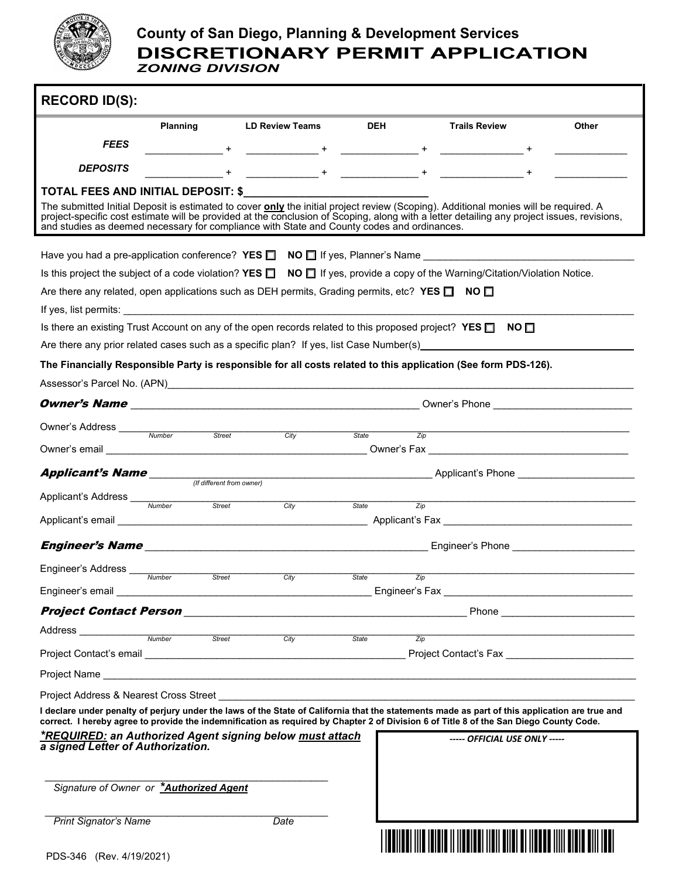# County of San Diego, Planning & Development Services

# DISCRETIONARY PERMIT APPLICATION

## *ZONING DIVISION*

**RECORD ID(S):**

| | Planning | | LD Review Teams | | DEH | | Trails Review | | Other |
|---|---|---|---|---|---|---|---|---|---|
| ***FEES*** | ______________ | + | ______________ | + | ______________ | + | ______________ | + | ______________ |
| ***DEPOSITS*** | ______________ | + | ______________ | + | ______________ | + | ______________ | + | ______________ |

**TOTAL FEES AND INITIAL DEPOSIT: $**______________________________

The submitted Initial Deposit is estimated to cover **only** the initial project review (Scoping). Additional monies will be required. A project-specific cost estimate will be provided at the conclusion of Scoping, along with a letter detailing any project issues, revisions, and studies as deemed necessary for compliance with State and County codes and ordinances.

Have you had a pre-application conference? **YES** ☐ **NO** ☐ If yes, Planner's Name ______________________________

Is this project the subject of a code violation? **YES** ☐ **NO** ☐ If yes, provide a copy of the Warning/Citation/Violation Notice.

Are there any related, open applications such as DEH permits, Grading permits, etc? **YES** ☐ **NO** ☐

If yes, list permits: ______________________________

Is there an existing Trust Account on any of the open records related to this proposed project? **YES** ☐ **NO** ☐

Are there any prior related cases such as a specific plan? If yes, list Case Number(s)______________________________

**The Financially Responsible Party is responsible for all costs related to this application (See form PDS-126).**

Assessor's Parcel No. (APN)______________________________

***Owner's Name*** ______________________________ Owner's Phone ______________________________

Owner's Address ______________________________
*Number Street City State Zip*

Owner's email ______________________________ Owner's Fax ______________________________

***Applicant's Name*** ______________________________ Applicant's Phone ______________________________
*(If different from owner)*

Applicant's Address ______________________________
*Number Street City State Zip*

Applicant's email ______________________________ Applicant's Fax ______________________________

***Engineer's Name*** ______________________________ Engineer's Phone ______________________________

Engineer's Address ______________________________
*Number Street City State Zip*

Engineer's email ______________________________ Engineer's Fax ______________________________

***Project Contact Person*** ______________________________ Phone ______________________________

Address ______________________________
*Number Street City State Zip*

Project Contact's email ______________________________ Project Contact's Fax ______________________________

Project Name ______________________________

Project Address & Nearest Cross Street ______________________________

**I declare under penalty of perjury under the laws of the State of California that the statements made as part of this application are true and correct. I hereby agree to provide the indemnification as required by Chapter 2 of Division 6 of Title 8 of the San Diego County Code.**

***REQUIRED: an Authorized Agent signing below must attach a signed Letter of Authorization.***

______________________________
*Signature of Owner or* ***Authorized Agent**

______________________________
*Print Signator's Name* *Date*

***----- OFFICIAL USE ONLY -----***

PDS-346 (Rev. 4/19/2021)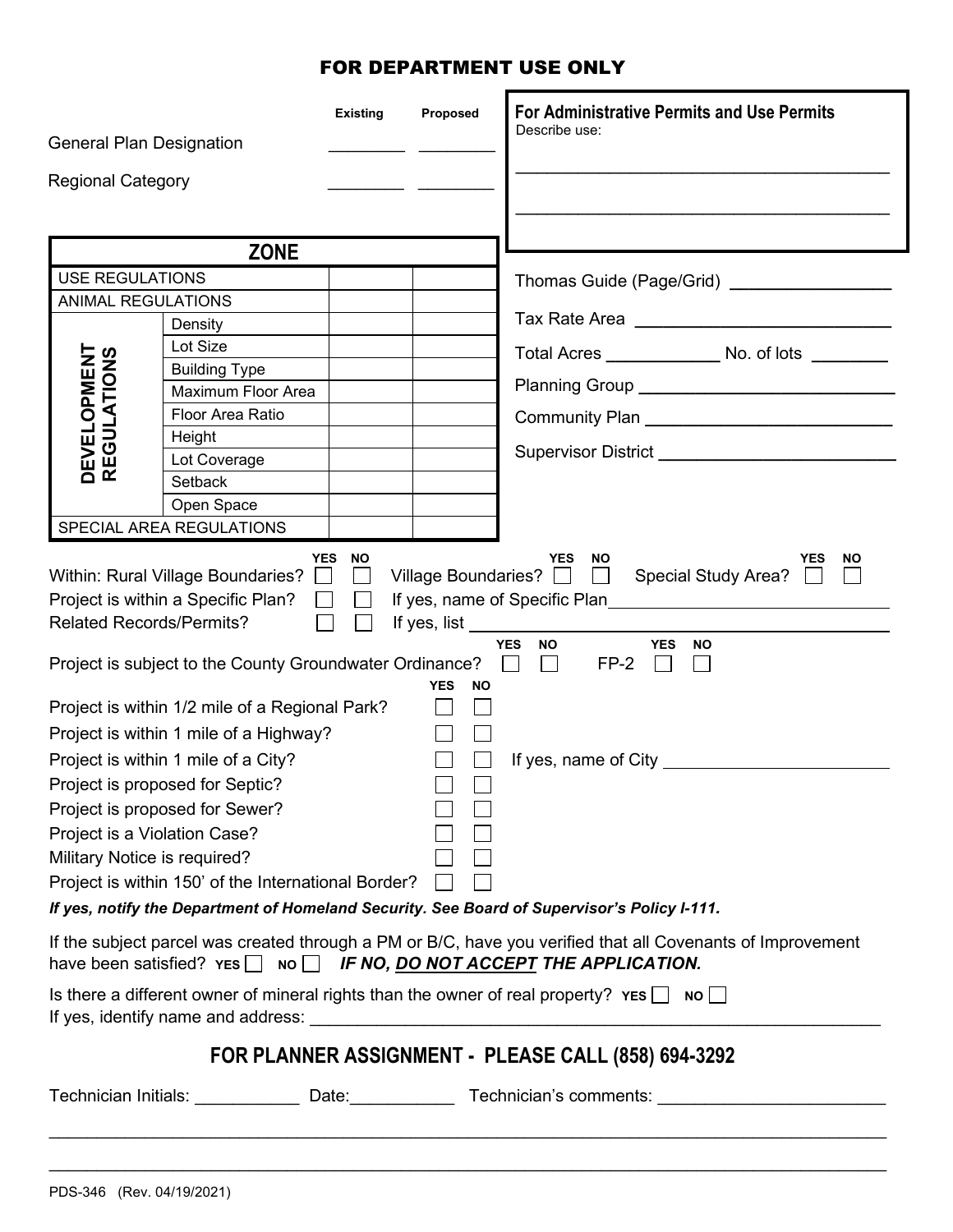## FOR DEPARTMENT USE ONLY

| | Existing | Proposed |
|---|---|---|
| General Plan Designation | ________ | ________ |
| Regional Category | ________ | ________ |

**For Administrative Permits and Use Permits**
Describe use:

_______________________________________

_______________________________________

| ZONE | | | |
|---|---|---|---|
| USE REGULATIONS | | | |
| ANIMAL REGULATIONS | | | |
| **DEVELOPMENT REGULATIONS** | Density | | |
| | Lot Size | | |
| | Building Type | | |
| | Maximum Floor Area | | |
| | Floor Area Ratio | | |
| | Height | | |
| | Lot Coverage | | |
| | Setback | | |
| | Open Space | | |
| SPECIAL AREA REGULATIONS | | | |

Thomas Guide (Page/Grid) ________________

Tax Rate Area ________________________

Total Acres ___________ No. of lots ________

Planning Group ________________________

Community Plan ________________________

Supervisor District ______________________

Within: Rural Village Boundaries? YES ☐ NO ☐ Village Boundaries? YES ☐ NO ☐ Special Study Area? YES ☐ NO ☐

Project is within a Specific Plan? ☐ ☐ If yes, name of Specific Plan ____________________________

Related Records/Permits? ☐ ☐ If yes, list ____________________________________________

Project is subject to the County Groundwater Ordinance? YES ☐ NO ☐ FP-2 YES ☐ NO ☐

| | YES | NO | |
|---|---|---|---|
| Project is within 1/2 mile of a Regional Park? | ☐ | ☐ | |
| Project is within 1 mile of a Highway? | ☐ | ☐ | |
| Project is within 1 mile of a City? | ☐ | ☐ | If yes, name of City ______________________ |
| Project is proposed for Septic? | ☐ | ☐ | |
| Project is proposed for Sewer? | ☐ | ☐ | |
| Project is a Violation Case? | ☐ | ☐ | |
| Military Notice is required? | ☐ | ☐ | |
| Project is within 150' of the International Border? | ☐ | ☐ | |

***If yes, notify the Department of Homeland Security. See Board of Supervisor's Policy I-111.***

If the subject parcel was created through a PM or B/C, have you verified that all Covenants of Improvement have been satisfied? YES ☐ NO ☐ ***IF NO, DO NOT ACCEPT THE APPLICATION.***

Is there a different owner of mineral rights than the owner of real property? YES ☐ NO ☐
If yes, identify name and address: ____________________________________________________________

## FOR PLANNER ASSIGNMENT - PLEASE CALL (858) 694-3292

Technician Initials: ___________ Date:___________ Technician's comments: ________________________

_____________________________________________________________________________________

_____________________________________________________________________________________

PDS-346 (Rev. 04/19/2021)